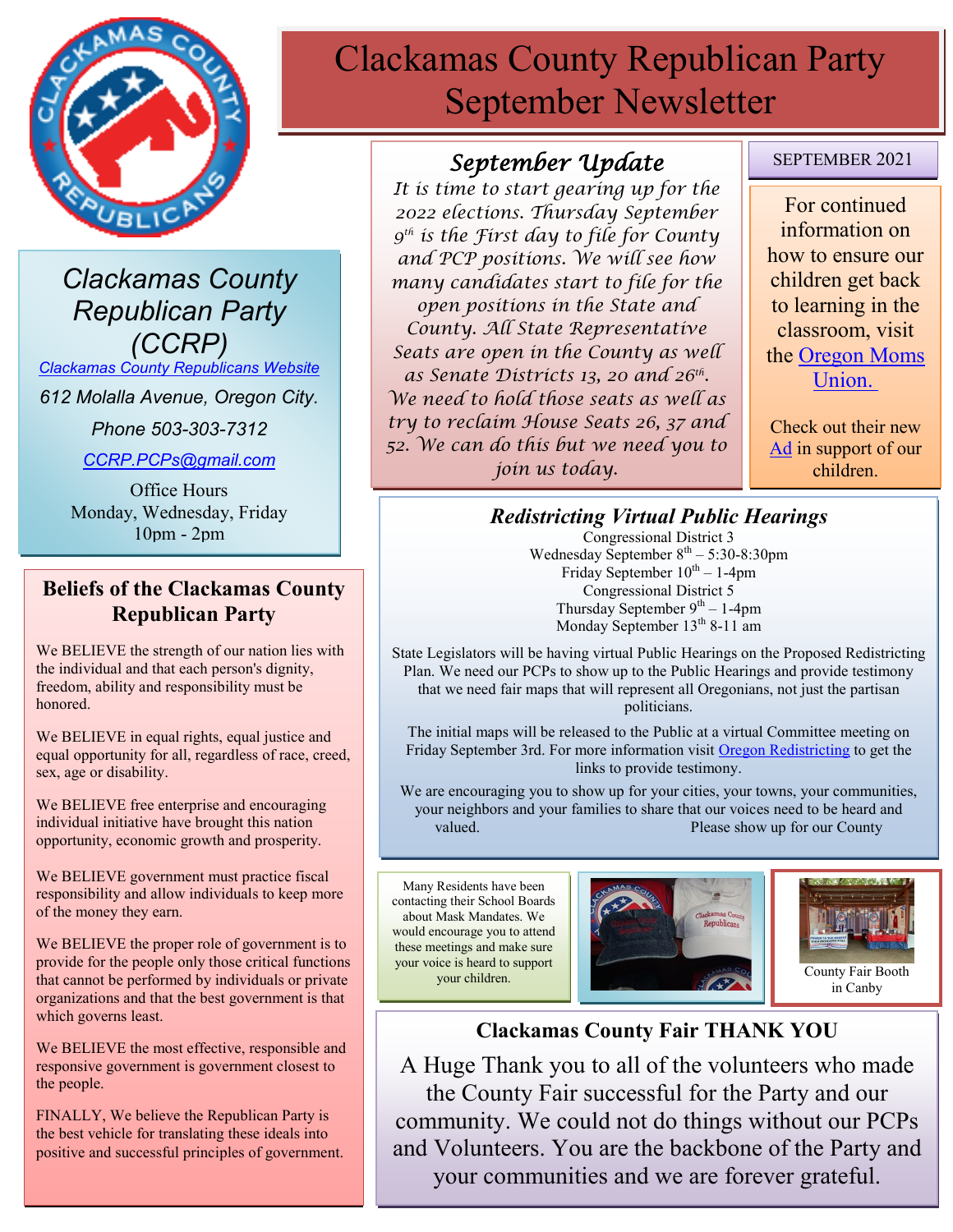# Clackamas County Republican Party September Newsletter

## Clackamas County Republican Party (CCRP)

Clackamas County Republicans Website

612 Molalla Avenue, Oregon City.

Phone 503-303-7312

CCRP.PCPs@gmail.com

Office Hours
Monday, Wednesday, Friday
10pm - 2pm

## Beliefs of the Clackamas County Republican Party

We BELIEVE the strength of our nation lies with the individual and that each person's dignity, freedom, ability and responsibility must be honored.

We BELIEVE in equal rights, equal justice and equal opportunity for all, regardless of race, creed, sex, age or disability.

We BELIEVE free enterprise and encouraging individual initiative have brought this nation opportunity, economic growth and prosperity.

We BELIEVE government must practice fiscal responsibility and allow individuals to keep more of the money they earn.

We BELIEVE the proper role of government is to provide for the people only those critical functions that cannot be performed by individuals or private organizations and that the best government is that which governs least.

We BELIEVE the most effective, responsible and responsive government is government closest to the people.

FINALLY, We believe the Republican Party is the best vehicle for translating these ideals into positive and successful principles of government.

## September Update

*It is time to start gearing up for the 2022 elections. Thursday September 9th is the First day to file for County and PCP positions. We will see how many candidates start to file for the open positions in the State and County. All State Representative Seats are open in the County as well as Senate Districts 13, 20 and 26th. We need to hold those seats as well as try to reclaim House Seats 26, 37 and 52. We can do this but we need you to join us today.*

SEPTEMBER 2021

For continued information on how to ensure our children get back to learning in the classroom, visit the Oregon Moms Union.

Check out their new Ad in support of our children.

## *Redistricting Virtual Public Hearings*

Congressional District 3
Wednesday September 8th – 5:30-8:30pm
Friday September 10th – 1-4pm
Congressional District 5
Thursday September 9th – 1-4pm
Monday September 13th 8-11 am

State Legislators will be having virtual Public Hearings on the Proposed Redistricting Plan. We need our PCPs to show up to the Public Hearings and provide testimony that we need fair maps that will represent all Oregonians, not just the partisan politicians.

The initial maps will be released to the Public at a virtual Committee meeting on Friday September 3rd. For more information visit Oregon Redistricting to get the links to provide testimony.

We are encouraging you to show up for your cities, your towns, your communities, your neighbors and your families to share that our voices need to be heard and valued. Please show up for our County

Many Residents have been contacting their School Boards about Mask Mandates. We would encourage you to attend these meetings and make sure your voice is heard to support your children.

County Fair Booth in Canby

## Clackamas County Fair THANK YOU

A Huge Thank you to all of the volunteers who made the County Fair successful for the Party and our community. We could not do things without our PCPs and Volunteers. You are the backbone of the Party and your communities and we are forever grateful.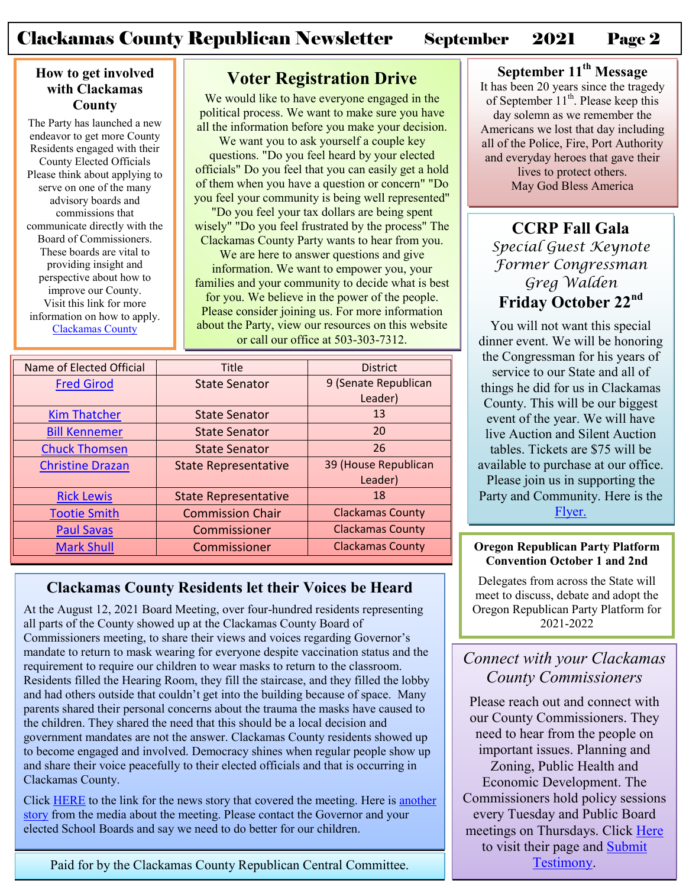## How to get involved with Clackamas County

The Party has launched a new endeavor to get more County Residents engaged with their County Elected Officials Please think about applying to serve on one of the many advisory boards and commissions that communicate directly with the Board of Commissioners. These boards are vital to providing insight and perspective about how to improve our County. Visit this link for more information on how to apply. Clackamas County

## Voter Registration Drive

We would like to have everyone engaged in the political process. We want to make sure you have all the information before you make your decision. We want you to ask yourself a couple key questions. "Do you feel heard by your elected officials" Do you feel that you can easily get a hold of them when you have a question or concern" "Do you feel your community is being well represented" "Do you feel your tax dollars are being spent wisely" "Do you feel frustrated by the process" The Clackamas County Party wants to hear from you. We are here to answer questions and give information. We want to empower you, your families and your community to decide what is best for you. We believe in the power of the people. Please consider joining us. For more information about the Party, view our resources on this website or call our office at 503-303-7312.

## September 11th Message

It has been 20 years since the tragedy of September 11th. Please keep this day solemn as we remember the Americans we lost that day including all of the Police, Fire, Port Authority and everyday heroes that gave their lives to protect others. May God Bless America

| Name of Elected Official | Title | District |
|---|---|---|
| Fred Girod | State Senator | 9 (Senate Republican Leader) |
| Kim Thatcher | State Senator | 13 |
| Bill Kennemer | State Senator | 20 |
| Chuck Thomsen | State Senator | 26 |
| Christine Drazan | State Representative | 39 (House Republican Leader) |
| Rick Lewis | State Representative | 18 |
| Tootie Smith | Commission Chair | Clackamas County |
| Paul Savas | Commissioner | Clackamas County |
| Mark Shull | Commissioner | Clackamas County |

## CCRP Fall Gala

*Special Guest Keynote Former Congressman Greg Walden*

**Friday October 22nd**

You will not want this special dinner event. We will be honoring the Congressman for his years of service to our State and all of things he did for us in Clackamas County. This will be our biggest event of the year. We will have live Auction and Silent Auction tables. Tickets are $75 will be available to purchase at our office. Please join us in supporting the Party and Community. Here is the Flyer.

## Clackamas County Residents let their Voices be Heard

At the August 12, 2021 Board Meeting, over four-hundred residents representing all parts of the County showed up at the Clackamas County Board of Commissioners meeting, to share their views and voices regarding Governor's mandate to return to mask wearing for everyone despite vaccination status and the requirement to require our children to wear masks to return to the classroom. Residents filled the Hearing Room, they fill the staircase, and they filled the lobby and had others outside that couldn't get into the building because of space. Many parents shared their personal concerns about the trauma the masks have caused to the children. They shared the need that this should be a local decision and government mandates are not the answer. Clackamas County residents showed up to become engaged and involved. Democracy shines when regular people show up and share their voice peacefully to their elected officials and that is occurring in Clackamas County.

Click HERE to the link for the news story that covered the meeting. Here is another story from the media about the meeting. Please contact the Governor and your elected School Boards and say we need to do better for our children.

### Oregon Republican Party Platform Convention October 1 and 2nd

Delegates from across the State will meet to discuss, debate and adopt the Oregon Republican Party Platform for 2021-2022

## *Connect with your Clackamas County Commissioners*

Please reach out and connect with our County Commissioners. They need to hear from the people on important issues. Planning and Zoning, Public Health and Economic Development. The Commissioners hold policy sessions every Tuesday and Public Board meetings on Thursdays. Click Here to visit their page and Submit Testimony.

Paid for by the Clackamas County Republican Central Committee.